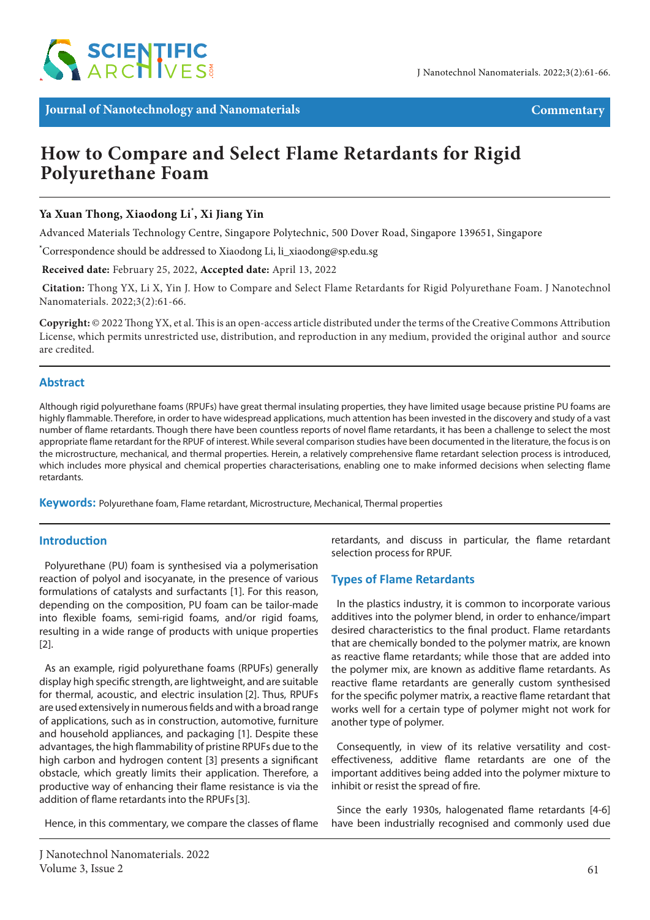Journal of Nanotechnology and Nanomaterials

Commentary

# How to Compare and Select Flame Retardants for Rigid Polyurethane Foam

**Ya Xuan Thong, Xiaodong Li*, Xi Jiang Yin**

Advanced Materials Technology Centre, Singapore Polytechnic, 500 Dover Road, Singapore 139651, Singapore

*Correspondence should be addressed to Xiaodong Li, li_xiaodong@sp.edu.sg

**Received date:** February 25, 2022, **Accepted date:** April 13, 2022

**Citation:** Thong YX, Li X, Yin J. How to Compare and Select Flame Retardants for Rigid Polyurethane Foam. J Nanotechnol Nanomaterials. 2022;3(2):61-66.

**Copyright:** © 2022 Thong YX, et al. This is an open-access article distributed under the terms of the Creative Commons Attribution License, which permits unrestricted use, distribution, and reproduction in any medium, provided the original author and source are credited.

## Abstract

Although rigid polyurethane foams (RPUFs) have great thermal insulating properties, they have limited usage because pristine PU foams are highly flammable. Therefore, in order to have widespread applications, much attention has been invested in the discovery and study of a vast number of flame retardants. Though there have been countless reports of novel flame retardants, it has been a challenge to select the most appropriate flame retardant for the RPUF of interest. While several comparison studies have been documented in the literature, the focus is on the microstructure, mechanical, and thermal properties. Herein, a relatively comprehensive flame retardant selection process is introduced, which includes more physical and chemical properties characterisations, enabling one to make informed decisions when selecting flame retardants.

**Keywords:** Polyurethane foam, Flame retardant, Microstructure, Mechanical, Thermal properties

## Introduction

Polyurethane (PU) foam is synthesised via a polymerisation reaction of polyol and isocyanate, in the presence of various formulations of catalysts and surfactants [1]. For this reason, depending on the composition, PU foam can be tailor-made into flexible foams, semi-rigid foams, and/or rigid foams, resulting in a wide range of products with unique properties [2].

As an example, rigid polyurethane foams (RPUFs) generally display high specific strength, are lightweight, and are suitable for thermal, acoustic, and electric insulation [2]. Thus, RPUFs are used extensively in numerous fields and with a broad range of applications, such as in construction, automotive, furniture and household appliances, and packaging [1]. Despite these advantages, the high flammability of pristine RPUFs due to the high carbon and hydrogen content [3] presents a significant obstacle, which greatly limits their application. Therefore, a productive way of enhancing their flame resistance is via the addition of flame retardants into the RPUFs [3].

Hence, in this commentary, we compare the classes of flame retardants, and discuss in particular, the flame retardant selection process for RPUF.

## Types of Flame Retardants

In the plastics industry, it is common to incorporate various additives into the polymer blend, in order to enhance/impart desired characteristics to the final product. Flame retardants that are chemically bonded to the polymer matrix, are known as reactive flame retardants; while those that are added into the polymer mix, are known as additive flame retardants. As reactive flame retardants are generally custom synthesised for the specific polymer matrix, a reactive flame retardant that works well for a certain type of polymer might not work for another type of polymer.

Consequently, in view of its relative versatility and cost-effectiveness, additive flame retardants are one of the important additives being added into the polymer mixture to inhibit or resist the spread of fire.

Since the early 1930s, halogenated flame retardants [4-6] have been industrially recognised and commonly used due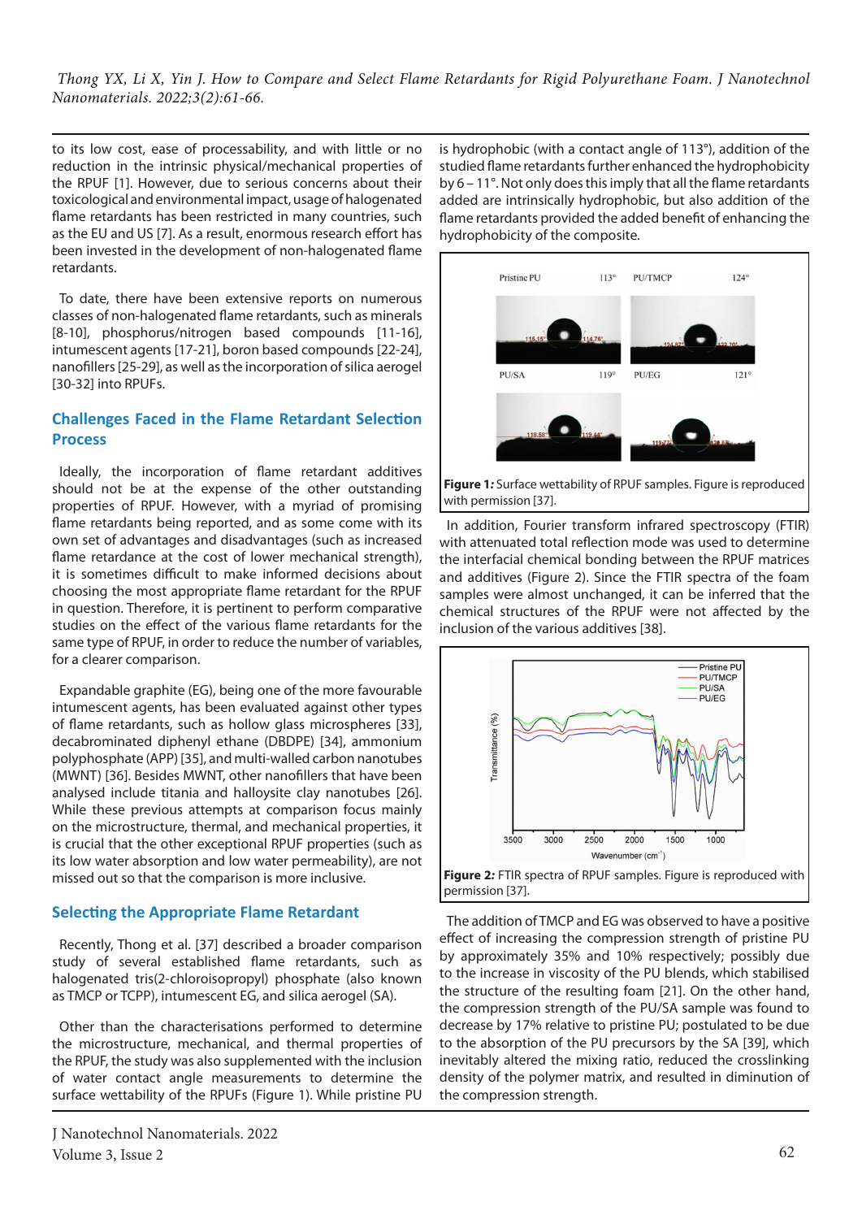to its low cost, ease of processability, and with little or no reduction in the intrinsic physical/mechanical properties of the RPUF [1]. However, due to serious concerns about their toxicological and environmental impact, usage of halogenated flame retardants has been restricted in many countries, such as the EU and US [7]. As a result, enormous research effort has been invested in the development of non-halogenated flame retardants.

To date, there have been extensive reports on numerous classes of non-halogenated flame retardants, such as minerals [8-10], phosphorus/nitrogen based compounds [11-16], intumescent agents [17-21], boron based compounds [22-24], nanofillers [25-29], as well as the incorporation of silica aerogel [30-32] into RPUFs.

## Challenges Faced in the Flame Retardant Selection Process

Ideally, the incorporation of flame retardant additives should not be at the expense of the other outstanding properties of RPUF. However, with a myriad of promising flame retardants being reported, and as some come with its own set of advantages and disadvantages (such as increased flame retardance at the cost of lower mechanical strength), it is sometimes difficult to make informed decisions about choosing the most appropriate flame retardant for the RPUF in question. Therefore, it is pertinent to perform comparative studies on the effect of the various flame retardants for the same type of RPUF, in order to reduce the number of variables, for a clearer comparison.

Expandable graphite (EG), being one of the more favourable intumescent agents, has been evaluated against other types of flame retardants, such as hollow glass microspheres [33], decabrominated diphenyl ethane (DBDPE) [34], ammonium polyphosphate (APP) [35], and multi-walled carbon nanotubes (MWNT) [36]. Besides MWNT, other nanofillers that have been analysed include titania and halloysite clay nanotubes [26]. While these previous attempts at comparison focus mainly on the microstructure, thermal, and mechanical properties, it is crucial that the other exceptional RPUF properties (such as its low water absorption and low water permeability), are not missed out so that the comparison is more inclusive.

## Selecting the Appropriate Flame Retardant

Recently, Thong et al. [37] described a broader comparison study of several established flame retardants, such as halogenated tris(2-chloroisopropyl) phosphate (also known as TMCP or TCPP), intumescent EG, and silica aerogel (SA).

Other than the characterisations performed to determine the microstructure, mechanical, and thermal properties of the RPUF, the study was also supplemented with the inclusion of water contact angle measurements to determine the surface wettability of the RPUFs (Figure 1). While pristine PU is hydrophobic (with a contact angle of 113°), addition of the studied flame retardants further enhanced the hydrophobicity by 6 – 11°. Not only does this imply that all the flame retardants added are intrinsically hydrophobic, but also addition of the flame retardants provided the added benefit of enhancing the hydrophobicity of the composite.

**Figure 1:** Surface wettability of RPUF samples. Figure is reproduced with permission [37].

In addition, Fourier transform infrared spectroscopy (FTIR) with attenuated total reflection mode was used to determine the interfacial chemical bonding between the RPUF matrices and additives (Figure 2). Since the FTIR spectra of the foam samples were almost unchanged, it can be inferred that the chemical structures of the RPUF were not affected by the inclusion of the various additives [38].

**Figure 2:** FTIR spectra of RPUF samples. Figure is reproduced with permission [37].

The addition of TMCP and EG was observed to have a positive effect of increasing the compression strength of pristine PU by approximately 35% and 10% respectively; possibly due to the increase in viscosity of the PU blends, which stabilised the structure of the resulting foam [21]. On the other hand, the compression strength of the PU/SA sample was found to decrease by 17% relative to pristine PU; postulated to be due to the absorption of the PU precursors by the SA [39], which inevitably altered the mixing ratio, reduced the crosslinking density of the polymer matrix, and resulted in diminution of the compression strength.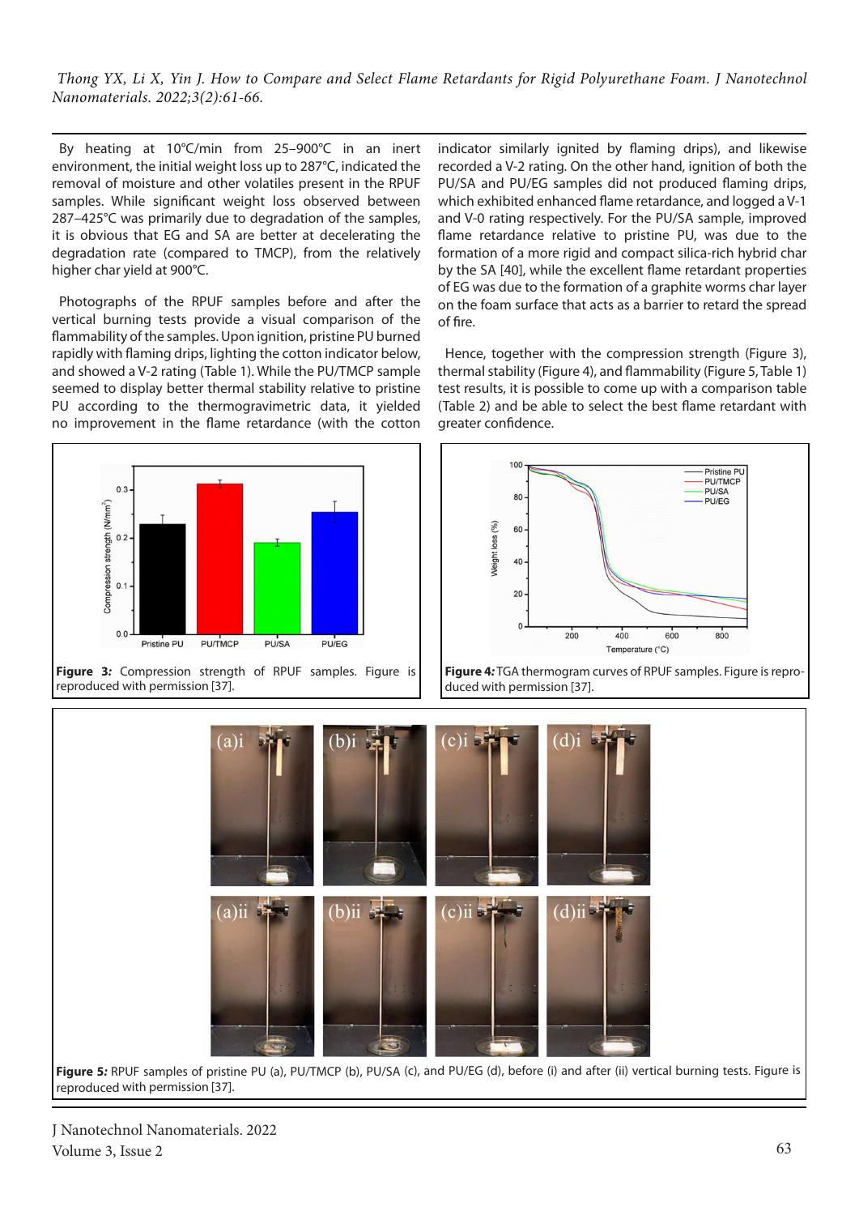By heating at 10°C/min from 25–900°C in an inert environment, the initial weight loss up to 287°C, indicated the removal of moisture and other volatiles present in the RPUF samples. While significant weight loss observed between 287–425°C was primarily due to degradation of the samples, it is obvious that EG and SA are better at decelerating the degradation rate (compared to TMCP), from the relatively higher char yield at 900°C.

Photographs of the RPUF samples before and after the vertical burning tests provide a visual comparison of the flammability of the samples. Upon ignition, pristine PU burned rapidly with flaming drips, lighting the cotton indicator below, and showed a V-2 rating (Table 1). While the PU/TMCP sample seemed to display better thermal stability relative to pristine PU according to the thermogravimetric data, it yielded no improvement in the flame retardance (with the cotton indicator similarly ignited by flaming drips), and likewise recorded a V-2 rating. On the other hand, ignition of both the PU/SA and PU/EG samples did not produced flaming drips, which exhibited enhanced flame retardance, and logged a V-1 and V-0 rating respectively. For the PU/SA sample, improved flame retardance relative to pristine PU, was due to the formation of a more rigid and compact silica-rich hybrid char by the SA [40], while the excellent flame retardant properties of EG was due to the formation of a graphite worms char layer on the foam surface that acts as a barrier to retard the spread of fire.

Hence, together with the compression strength (Figure 3), thermal stability (Figure 4), and flammability (Figure 5, Table 1) test results, it is possible to come up with a comparison table (Table 2) and be able to select the best flame retardant with greater confidence.

**Figure 3:** Compression strength of RPUF samples. Figure is reproduced with permission [37].

**Figure 4:** TGA thermogram curves of RPUF samples. Figure is reproduced with permission [37].

**Figure 5:** RPUF samples of pristine PU (a), PU/TMCP (b), PU/SA (c), and PU/EG (d), before (i) and after (ii) vertical burning tests. Figure is reproduced with permission [37].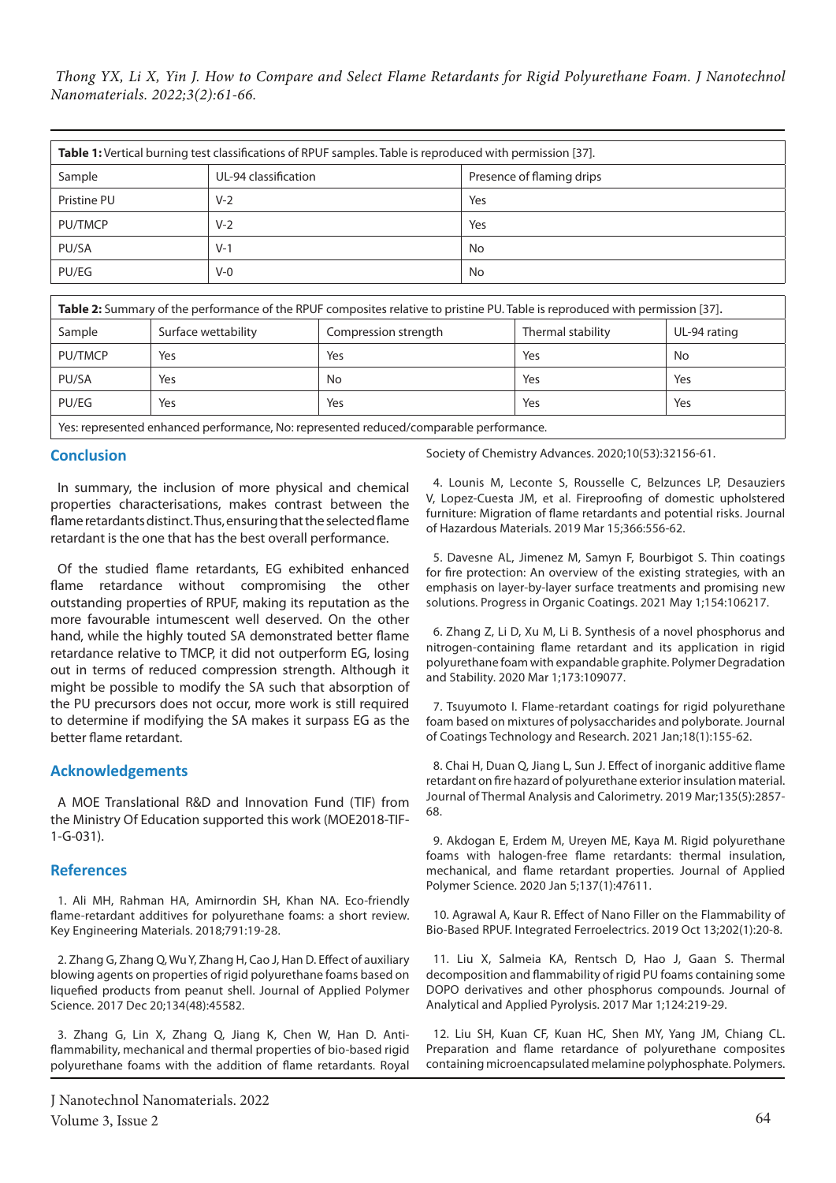| **Table 1:** Vertical burning test classifications of RPUF samples. Table is reproduced with permission [37]. | | |
|---|---|---|
| Sample | UL-94 classification | Presence of flaming drips |
| Pristine PU | V-2 | Yes |
| PU/TMCP | V-2 | Yes |
| PU/SA | V-1 | No |
| PU/EG | V-0 | No |

| **Table 2:** Summary of the performance of the RPUF composites relative to pristine PU. Table is reproduced with permission [37]. | | | | |
|---|---|---|---|---|
| Sample | Surface wettability | Compression strength | Thermal stability | UL-94 rating |
| PU/TMCP | Yes | Yes | Yes | No |
| PU/SA | Yes | No | Yes | Yes |
| PU/EG | Yes | Yes | Yes | Yes |
| Yes: represented enhanced performance, No: represented reduced/comparable performance. | | | | |

## Conclusion

In summary, the inclusion of more physical and chemical properties characterisations, makes contrast between the flame retardants distinct. Thus, ensuring that the selected flame retardant is the one that has the best overall performance.

Of the studied flame retardants, EG exhibited enhanced flame retardance without compromising the other outstanding properties of RPUF, making its reputation as the more favourable intumescent well deserved. On the other hand, while the highly touted SA demonstrated better flame retardance relative to TMCP, it did not outperform EG, losing out in terms of reduced compression strength. Although it might be possible to modify the SA such that absorption of the PU precursors does not occur, more work is still required to determine if modifying the SA makes it surpass EG as the better flame retardant.

## Acknowledgements

A MOE Translational R&D and Innovation Fund (TIF) from the Ministry Of Education supported this work (MOE2018-TIF-1-G-031).

## References

1. Ali MH, Rahman HA, Amirnordin SH, Khan NA. Eco-friendly flame-retardant additives for polyurethane foams: a short review. Key Engineering Materials. 2018;791:19-28.

2. Zhang G, Zhang Q, Wu Y, Zhang H, Cao J, Han D. Effect of auxiliary blowing agents on properties of rigid polyurethane foams based on liquefied products from peanut shell. Journal of Applied Polymer Science. 2017 Dec 20;134(48):45582.

3. Zhang G, Lin X, Zhang Q, Jiang K, Chen W, Han D. Anti-flammability, mechanical and thermal properties of bio-based rigid polyurethane foams with the addition of flame retardants. Royal Society of Chemistry Advances. 2020;10(53):32156-61.

4. Lounis M, Leconte S, Rousselle C, Belzunces LP, Desauziers V, Lopez-Cuesta JM, et al. Fireproofing of domestic upholstered furniture: Migration of flame retardants and potential risks. Journal of Hazardous Materials. 2019 Mar 15;366:556-62.

5. Davesne AL, Jimenez M, Samyn F, Bourbigot S. Thin coatings for fire protection: An overview of the existing strategies, with an emphasis on layer-by-layer surface treatments and promising new solutions. Progress in Organic Coatings. 2021 May 1;154:106217.

6. Zhang Z, Li D, Xu M, Li B. Synthesis of a novel phosphorus and nitrogen-containing flame retardant and its application in rigid polyurethane foam with expandable graphite. Polymer Degradation and Stability. 2020 Mar 1;173:109077.

7. Tsuyumoto I. Flame-retardant coatings for rigid polyurethane foam based on mixtures of polysaccharides and polyborate. Journal of Coatings Technology and Research. 2021 Jan;18(1):155-62.

8. Chai H, Duan Q, Jiang L, Sun J. Effect of inorganic additive flame retardant on fire hazard of polyurethane exterior insulation material. Journal of Thermal Analysis and Calorimetry. 2019 Mar;135(5):2857-68.

9. Akdogan E, Erdem M, Ureyen ME, Kaya M. Rigid polyurethane foams with halogen-free flame retardants: thermal insulation, mechanical, and flame retardant properties. Journal of Applied Polymer Science. 2020 Jan 5;137(1):47611.

10. Agrawal A, Kaur R. Effect of Nano Filler on the Flammability of Bio-Based RPUF. Integrated Ferroelectrics. 2019 Oct 13;202(1):20-8.

11. Liu X, Salmeia KA, Rentsch D, Hao J, Gaan S. Thermal decomposition and flammability of rigid PU foams containing some DOPO derivatives and other phosphorus compounds. Journal of Analytical and Applied Pyrolysis. 2017 Mar 1;124:219-29.

12. Liu SH, Kuan CF, Kuan HC, Shen MY, Yang JM, Chiang CL. Preparation and flame retardance of polyurethane composites containing microencapsulated melamine polyphosphate. Polymers.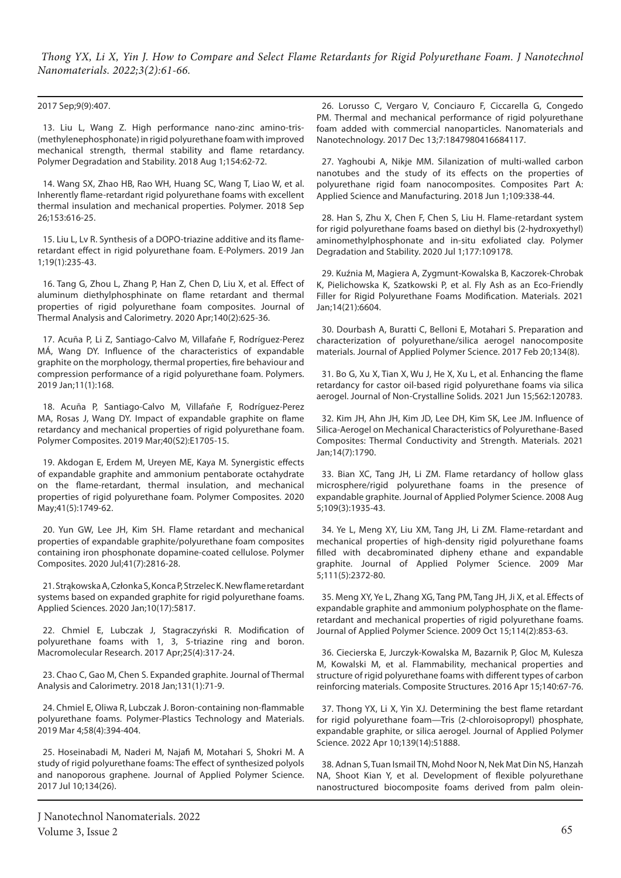2017 Sep;9(9):407.

13. Liu L, Wang Z. High performance nano-zinc amino-tris-(methylenephosphonate) in rigid polyurethane foam with improved mechanical strength, thermal stability and flame retardancy. Polymer Degradation and Stability. 2018 Aug 1;154:62-72.

14. Wang SX, Zhao HB, Rao WH, Huang SC, Wang T, Liao W, et al. Inherently flame-retardant rigid polyurethane foams with excellent thermal insulation and mechanical properties. Polymer. 2018 Sep 26;153:616-25.

15. Liu L, Lv R. Synthesis of a DOPO-triazine additive and its flame-retardant effect in rigid polyurethane foam. E-Polymers. 2019 Jan 1;19(1):235-43.

16. Tang G, Zhou L, Zhang P, Han Z, Chen D, Liu X, et al. Effect of aluminum diethylphosphinate on flame retardant and thermal properties of rigid polyurethane foam composites. Journal of Thermal Analysis and Calorimetry. 2020 Apr;140(2):625-36.

17. Acuña P, Li Z, Santiago-Calvo M, Villafañe F, Rodríguez-Perez MÁ, Wang DY. Influence of the characteristics of expandable graphite on the morphology, thermal properties, fire behaviour and compression performance of a rigid polyurethane foam. Polymers. 2019 Jan;11(1):168.

18. Acuña P, Santiago-Calvo M, Villafañe F, Rodríguez-Perez MA, Rosas J, Wang DY. Impact of expandable graphite on flame retardancy and mechanical properties of rigid polyurethane foam. Polymer Composites. 2019 Mar;40(S2):E1705-15.

19. Akdogan E, Erdem M, Ureyen ME, Kaya M. Synergistic effects of expandable graphite and ammonium pentaborate octahydrate on the flame-retardant, thermal insulation, and mechanical properties of rigid polyurethane foam. Polymer Composites. 2020 May;41(5):1749-62.

20. Yun GW, Lee JH, Kim SH. Flame retardant and mechanical properties of expandable graphite/polyurethane foam composites containing iron phosphonate dopamine-coated cellulose. Polymer Composites. 2020 Jul;41(7):2816-28.

21. Strąkowska A, Członka S, Konca P, Strzelec K. New flame retardant systems based on expanded graphite for rigid polyurethane foams. Applied Sciences. 2020 Jan;10(17):5817.

22. Chmiel E, Lubczak J, Stagraczyński R. Modification of polyurethane foams with 1, 3, 5-triazine ring and boron. Macromolecular Research. 2017 Apr;25(4):317-24.

23. Chao C, Gao M, Chen S. Expanded graphite. Journal of Thermal Analysis and Calorimetry. 2018 Jan;131(1):71-9.

24. Chmiel E, Oliwa R, Lubczak J. Boron-containing non-flammable polyurethane foams. Polymer-Plastics Technology and Materials. 2019 Mar 4;58(4):394-404.

25. Hoseinabadi M, Naderi M, Najafi M, Motahari S, Shokri M. A study of rigid polyurethane foams: The effect of synthesized polyols and nanoporous graphene. Journal of Applied Polymer Science. 2017 Jul 10;134(26).

26. Lorusso C, Vergaro V, Conciauro F, Ciccarella G, Congedo PM. Thermal and mechanical performance of rigid polyurethane foam added with commercial nanoparticles. Nanomaterials and Nanotechnology. 2017 Dec 13;7:1847980416684117.

27. Yaghoubi A, Nikje MM. Silanization of multi-walled carbon nanotubes and the study of its effects on the properties of polyurethane rigid foam nanocomposites. Composites Part A: Applied Science and Manufacturing. 2018 Jun 1;109:338-44.

28. Han S, Zhu X, Chen F, Chen S, Liu H. Flame-retardant system for rigid polyurethane foams based on diethyl bis (2-hydroxyethyl) aminomethylphosphonate and in-situ exfoliated clay. Polymer Degradation and Stability. 2020 Jul 1;177:109178.

29. Kuźnia M, Magiera A, Zygmunt-Kowalska B, Kaczorek-Chrobak K, Pielichowska K, Szatkowski P, et al. Fly Ash as an Eco-Friendly Filler for Rigid Polyurethane Foams Modification. Materials. 2021 Jan;14(21):6604.

30. Dourbash A, Buratti C, Belloni E, Motahari S. Preparation and characterization of polyurethane/silica aerogel nanocomposite materials. Journal of Applied Polymer Science. 2017 Feb 20;134(8).

31. Bo G, Xu X, Tian X, Wu J, He X, Xu L, et al. Enhancing the flame retardancy for castor oil-based rigid polyurethane foams via silica aerogel. Journal of Non-Crystalline Solids. 2021 Jun 15;562:120783.

32. Kim JH, Ahn JH, Kim JD, Lee DH, Kim SK, Lee JM. Influence of Silica-Aerogel on Mechanical Characteristics of Polyurethane-Based Composites: Thermal Conductivity and Strength. Materials. 2021 Jan;14(7):1790.

33. Bian XC, Tang JH, Li ZM. Flame retardancy of hollow glass microsphere/rigid polyurethane foams in the presence of expandable graphite. Journal of Applied Polymer Science. 2008 Aug 5;109(3):1935-43.

34. Ye L, Meng XY, Liu XM, Tang JH, Li ZM. Flame-retardant and mechanical properties of high-density rigid polyurethane foams filled with decabrominated dipheny ethane and expandable graphite. Journal of Applied Polymer Science. 2009 Mar 5;111(5):2372-80.

35. Meng XY, Ye L, Zhang XG, Tang PM, Tang JH, Ji X, et al. Effects of expandable graphite and ammonium polyphosphate on the flame-retardant and mechanical properties of rigid polyurethane foams. Journal of Applied Polymer Science. 2009 Oct 15;114(2):853-63.

36. Ciecierska E, Jurczyk-Kowalska M, Bazarnik P, Gloc M, Kulesza M, Kowalski M, et al. Flammability, mechanical properties and structure of rigid polyurethane foams with different types of carbon reinforcing materials. Composite Structures. 2016 Apr 15;140:67-76.

37. Thong YX, Li X, Yin XJ. Determining the best flame retardant for rigid polyurethane foam—Tris (2-chloroisopropyl) phosphate, expandable graphite, or silica aerogel. Journal of Applied Polymer Science. 2022 Apr 10;139(14):51888.

38. Adnan S, Tuan Ismail TN, Mohd Noor N, Nek Mat Din NS, Hanzah NA, Shoot Kian Y, et al. Development of flexible polyurethane nanostructured biocomposite foams derived from palm olein-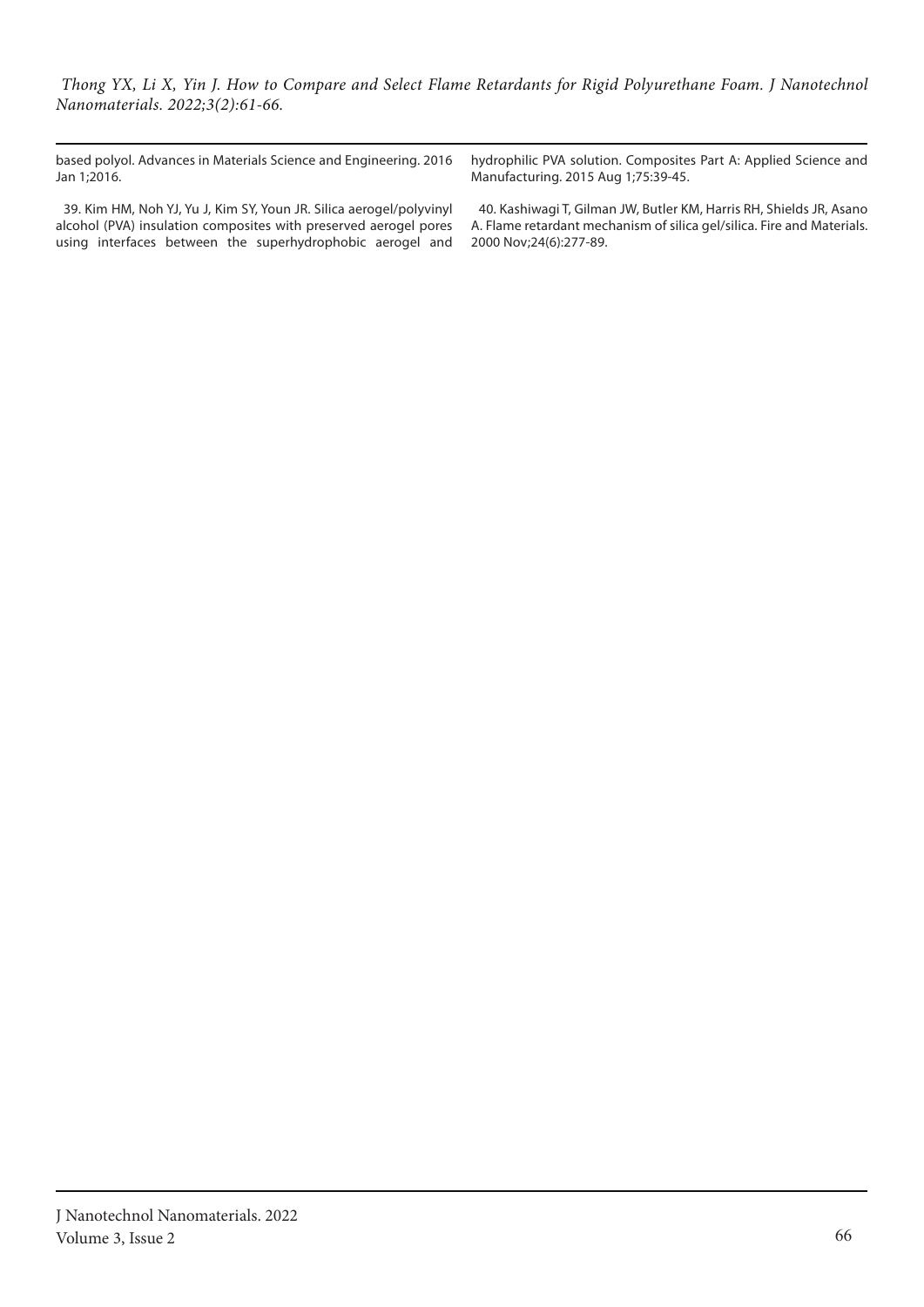based polyol. Advances in Materials Science and Engineering. 2016 Jan 1;2016.

39. Kim HM, Noh YJ, Yu J, Kim SY, Youn JR. Silica aerogel/polyvinyl alcohol (PVA) insulation composites with preserved aerogel pores using interfaces between the superhydrophobic aerogel and hydrophilic PVA solution. Composites Part A: Applied Science and Manufacturing. 2015 Aug 1;75:39-45.

40. Kashiwagi T, Gilman JW, Butler KM, Harris RH, Shields JR, Asano A. Flame retardant mechanism of silica gel/silica. Fire and Materials. 2000 Nov;24(6):277-89.